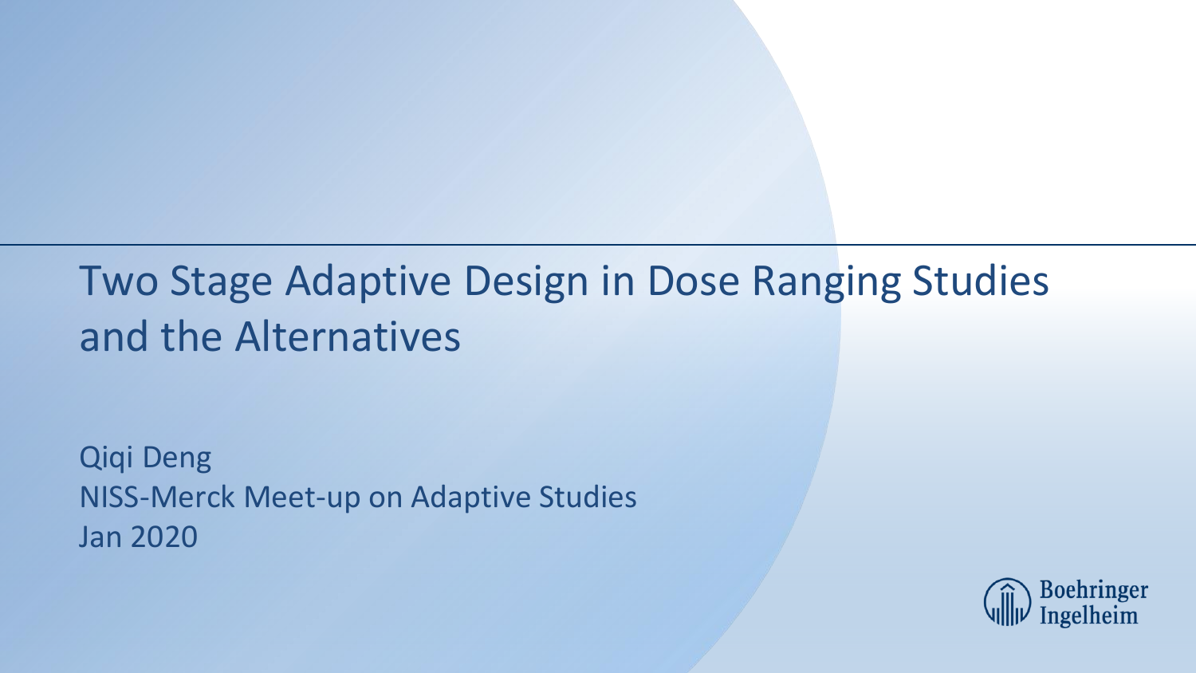# Two Stage Adaptive Design in Dose Ranging Studies and the Alternatives

Qiqi Deng
NISS-Merck Meet-up on Adaptive Studies
Jan 2020

Boehringer Ingelheim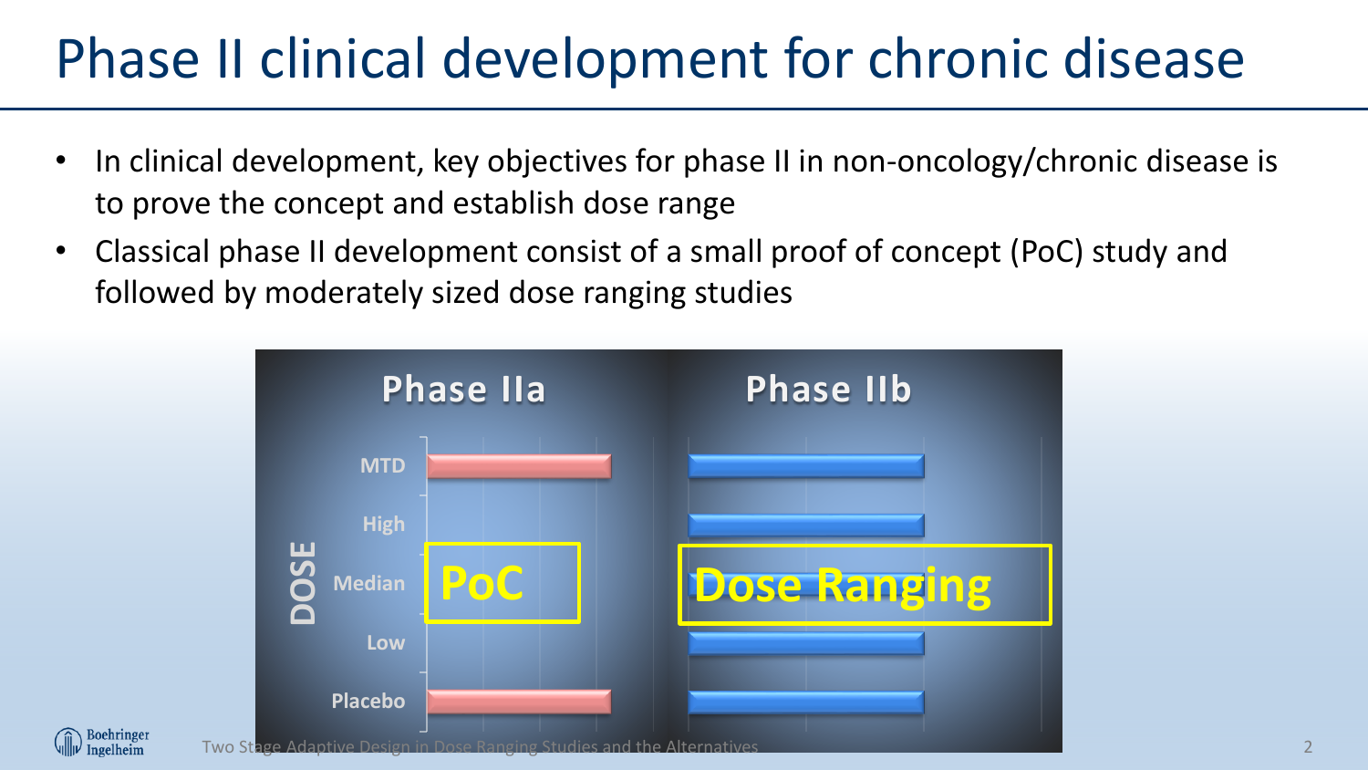# Phase II clinical development for chronic disease

- In clinical development, key objectives for phase II in non-oncology/chronic disease is to prove the concept and establish dose range
- Classical phase II development consist of a small proof of concept (PoC) study and followed by moderately sized dose ranging studies

Phase IIa

Phase IIb

DOSE

MTD

High

Median

Low

Placebo

PoC

Dose Ranging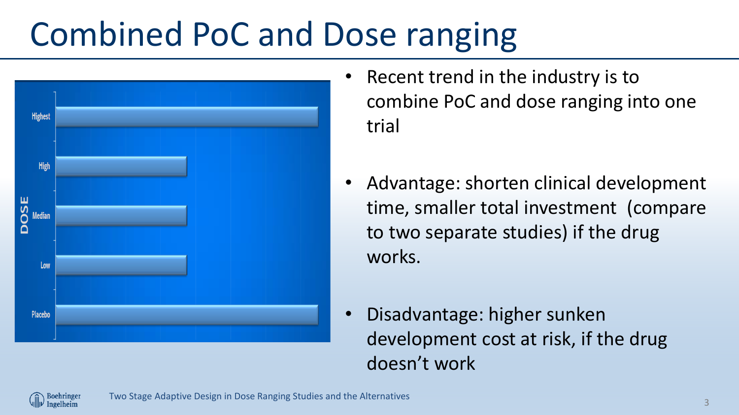# Combined PoC and Dose ranging

- Recent trend in the industry is to combine PoC and dose ranging into one trial
- Advantage: shorten clinical development time, smaller total investment (compare to two separate studies) if the drug works.
- Disadvantage: higher sunken development cost at risk, if the drug doesn't work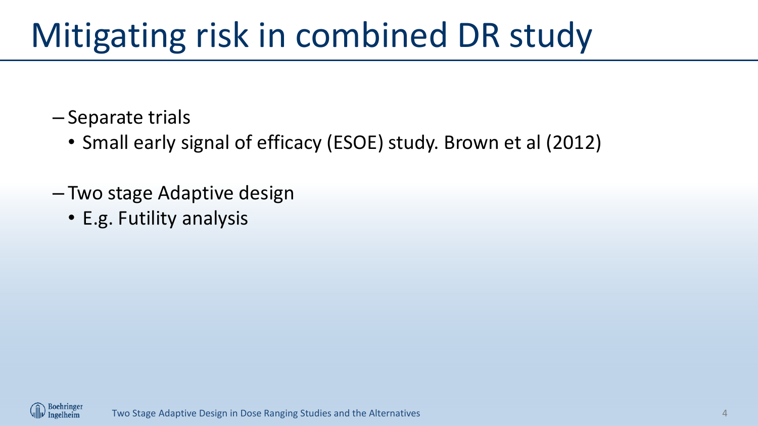# Mitigating risk in combined DR study

- Separate trials
  - Small early signal of efficacy (ESOE) study. Brown et al (2012)
- Two stage Adaptive design
  - E.g. Futility analysis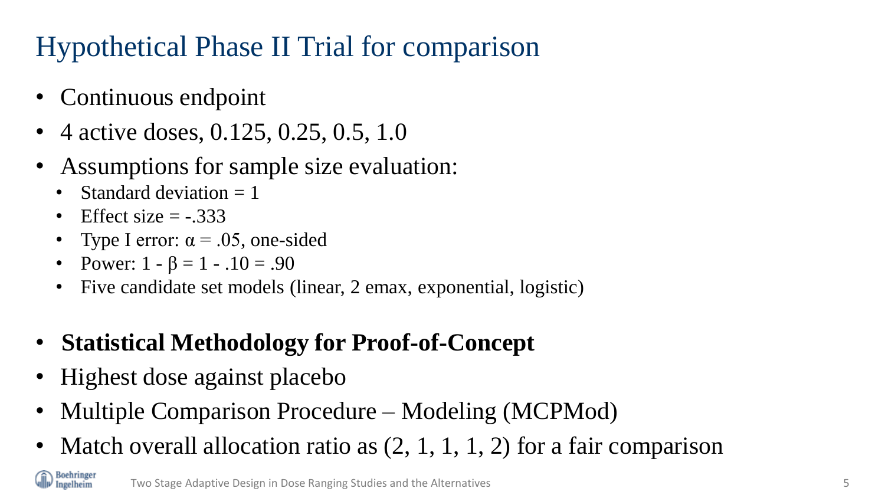# Hypothetical Phase II Trial for comparison

- Continuous endpoint
- 4 active doses, 0.125, 0.25, 0.5, 1.0
- Assumptions for sample size evaluation:
  - Standard deviation = 1
  - Effect size = -.333
  - Type I error: $\alpha = .05$, one-sided
  - Power: $1 - \beta = 1 - .10 = .90$
  - Five candidate set models (linear, 2 emax, exponential, logistic)

- **Statistical Methodology for Proof-of-Concept**
- Highest dose against placebo
- Multiple Comparison Procedure – Modeling (MCPMod)
- Match overall allocation ratio as (2, 1, 1, 1, 2) for a fair comparison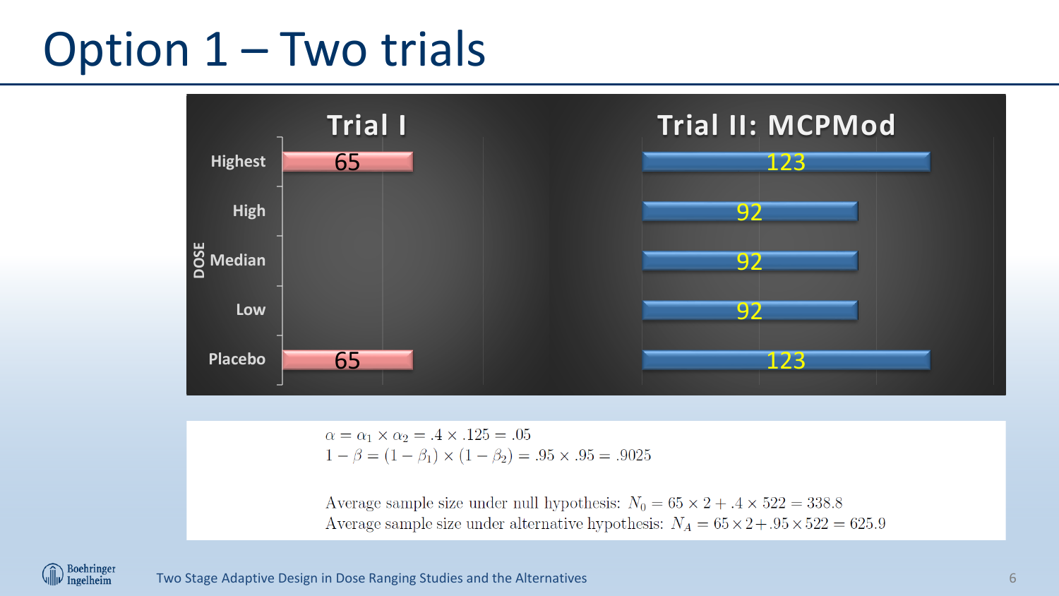# Option 1 – Two trials

| DOSE | Trial I | Trial II: MCPMod |
|---|---|---|
| Highest | 65 | 123 |
| High | | 92 |
| Median | | 92 |
| Low | | 92 |
| Placebo | 65 | 123 |

$\alpha = \alpha_1 \times \alpha_2 = .4 \times .125 = .05$

$1 - \beta = (1 - \beta_1) \times (1 - \beta_2) = .95 \times .95 = .9025$

Average sample size under null hypothesis: $N_0 = 65 \times 2 + .4 \times 522 = 338.8$

Average sample size under alternative hypothesis: $N_A = 65 \times 2 + .95 \times 522 = 625.9$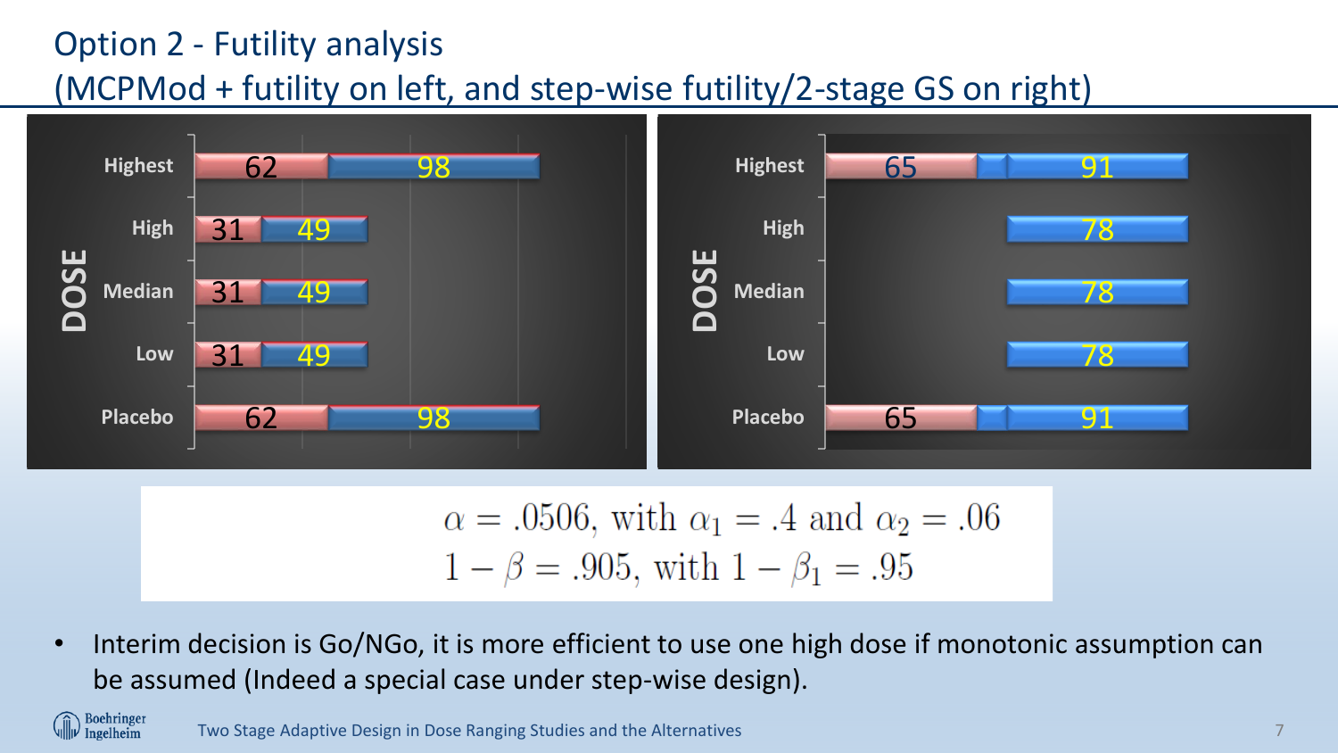# Option 2 - Futility analysis
## (MCPMod + futility on left, and step-wise futility/2-stage GS on right)

**Left chart (MCPMod + futility)**

| DOSE | Stage 1 | Stage 2 |
|---|---|---|
| Highest | 62 | 98 |
| High | 31 | 49 |
| Median | 31 | 49 |
| Low | 31 | 49 |
| Placebo | 62 | 98 |

**Right chart (step-wise futility/2-stage GS)**

| DOSE | Stage 1 | Stage 2 |
|---|---|---|
| Highest | 65 | 91 |
| High | | 78 |
| Median | | 78 |
| Low | | 78 |
| Placebo | 65 | 91 |

$$\alpha = .0506, \text{ with } \alpha_1 = .4 \text{ and } \alpha_2 = .06$$
$$1 - \beta = .905, \text{ with } 1 - \beta_1 = .95$$

- Interim decision is Go/NGo, it is more efficient to use one high dose if monotonic assumption can be assumed (Indeed a special case under step-wise design).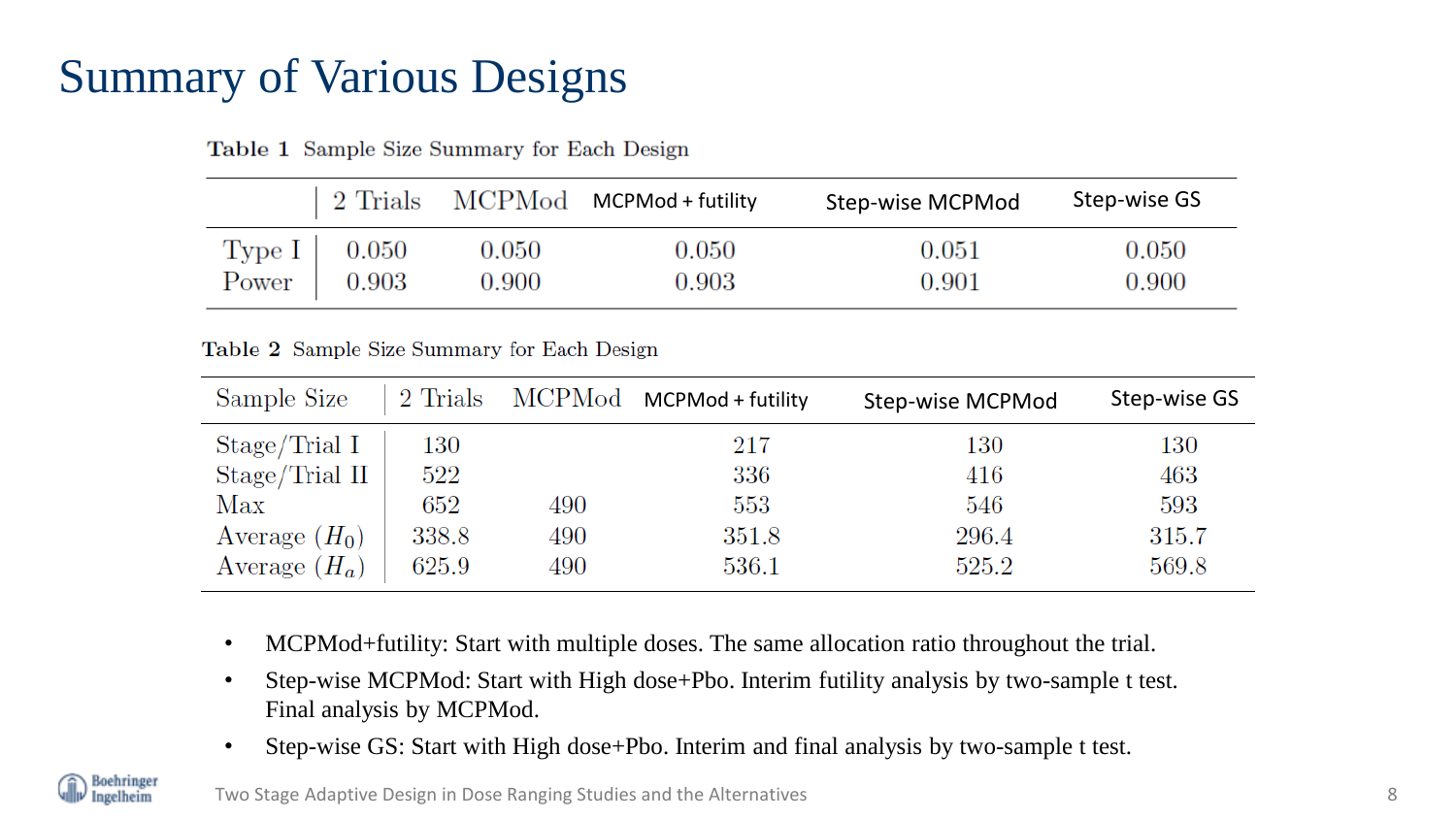# Summary of Various Designs

**Table 1** Sample Size Summary for Each Design

| | 2 Trials | MCPMod | MCPMod + futility | Step-wise MCPMod | Step-wise GS |
|---|---|---|---|---|---|
| Type I | 0.050 | 0.050 | 0.050 | 0.051 | 0.050 |
| Power | 0.903 | 0.900 | 0.903 | 0.901 | 0.900 |

**Table 2** Sample Size Summary for Each Design

| Sample Size | 2 Trials | MCPMod | MCPMod + futility | Step-wise MCPMod | Step-wise GS |
|---|---|---|---|---|---|
| Stage/Trial I | 130 | | 217 | 130 | 130 |
| Stage/Trial II | 522 | | 336 | 416 | 463 |
| Max | 652 | 490 | 553 | 546 | 593 |
| Average ($H_0$) | 338.8 | 490 | 351.8 | 296.4 | 315.7 |
| Average ($H_a$) | 625.9 | 490 | 536.1 | 525.2 | 569.8 |

- MCPMod+futility: Start with multiple doses. The same allocation ratio throughout the trial.
- Step-wise MCPMod: Start with High dose+Pbo. Interim futility analysis by two-sample t test. Final analysis by MCPMod.
- Step-wise GS: Start with High dose+Pbo. Interim and final analysis by two-sample t test.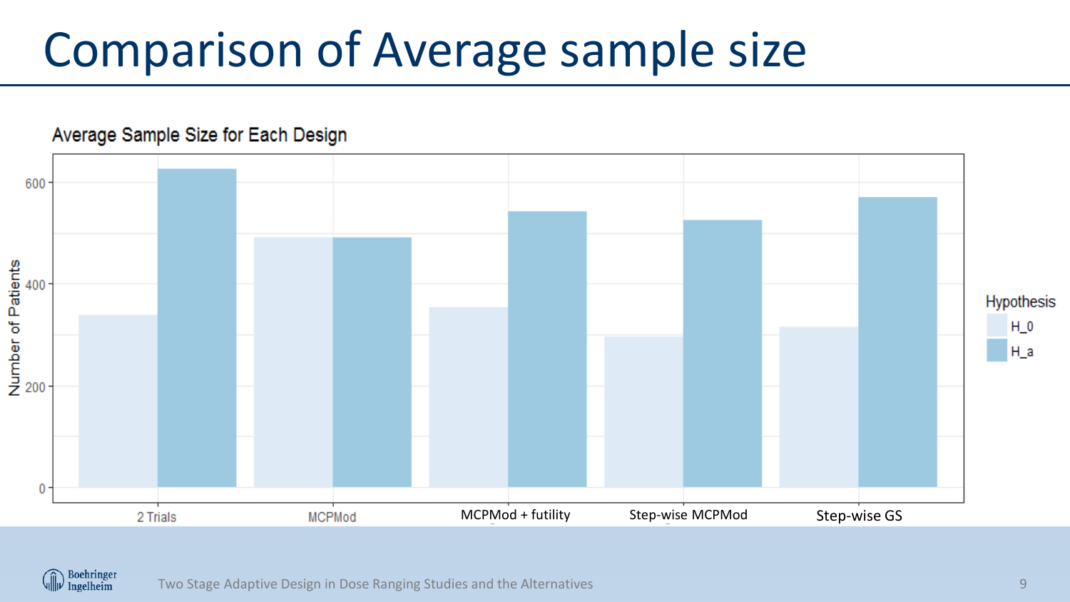# Comparison of Average sample size

Average Sample Size for Each Design

| Design | H_0 | H_a |
| --- | --- | --- |
| 2 Trials | ~340 | ~625 |
| MCPMod | ~490 | ~490 |
| MCPMod + futility | ~355 | ~540 |
| Step-wise MCPMod | ~295 | ~525 |
| Step-wise GS | ~315 | ~570 |

Y-axis: Number of Patients (0–600). Legend: Hypothesis — H_0, H_a.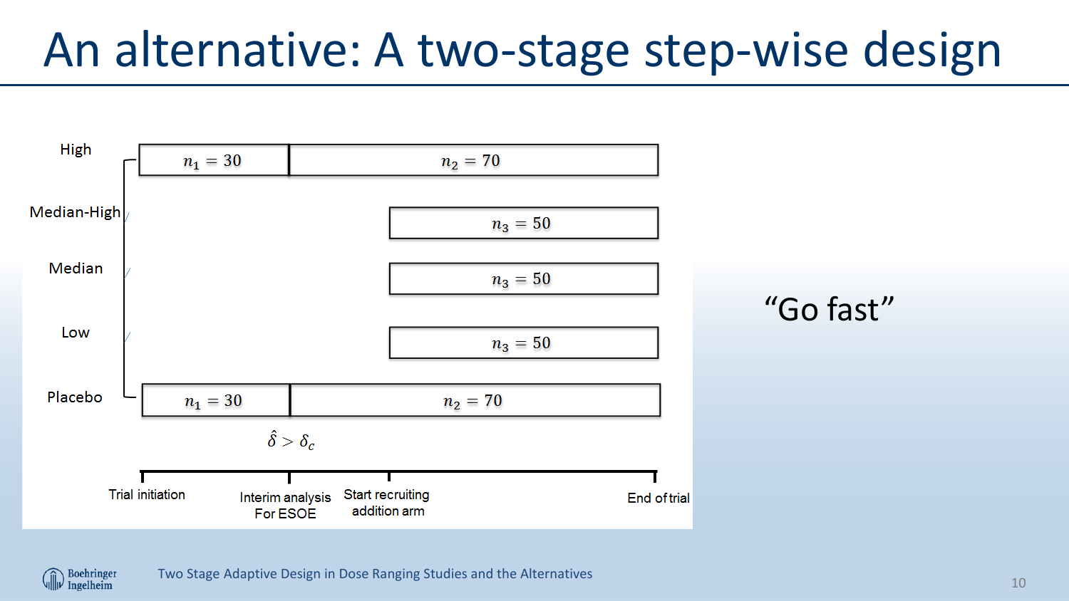# An alternative: A two-stage step-wise design

High

Median-High

Median

Low

Placebo

High: $n_1 = 30$ | $n_2 = 70$

Median-High: $n_3 = 50$

Median: $n_3 = 50$

Low: $n_3 = 50$

Placebo: $n_1 = 30$ | $n_2 = 70$

$\hat{\delta} > \delta_c$

Trial initiation — Interim analysis For ESOE — Start recruiting addition arm — End of trial

"Go fast"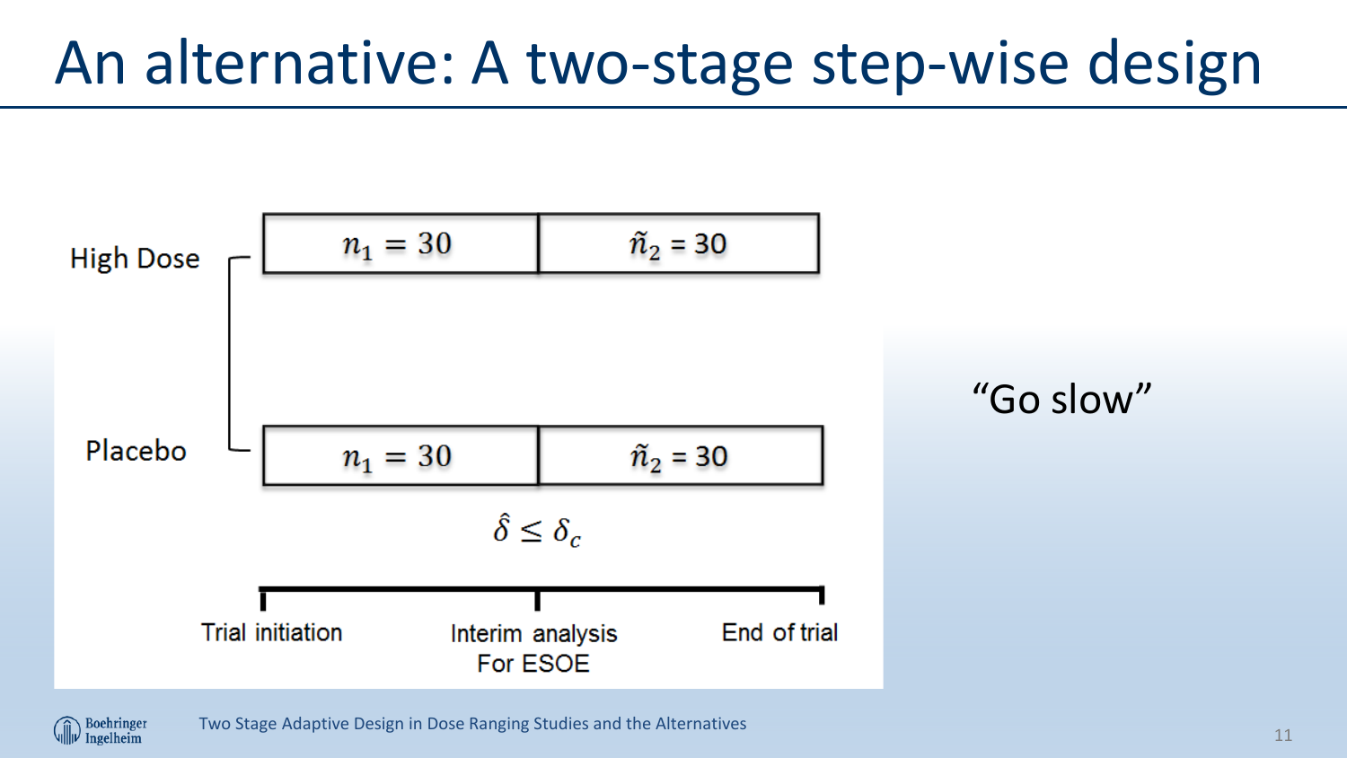# An alternative: A two-stage step-wise design

High Dose — $n_1 = 30$ | $\tilde{n}_2 = 30$

Placebo — $n_1 = 30$ | $\tilde{n}_2 = 30$

$\hat{\delta} \leq \delta_c$

Trial initiation — Interim analysis For ESOE — End of trial

"Go slow"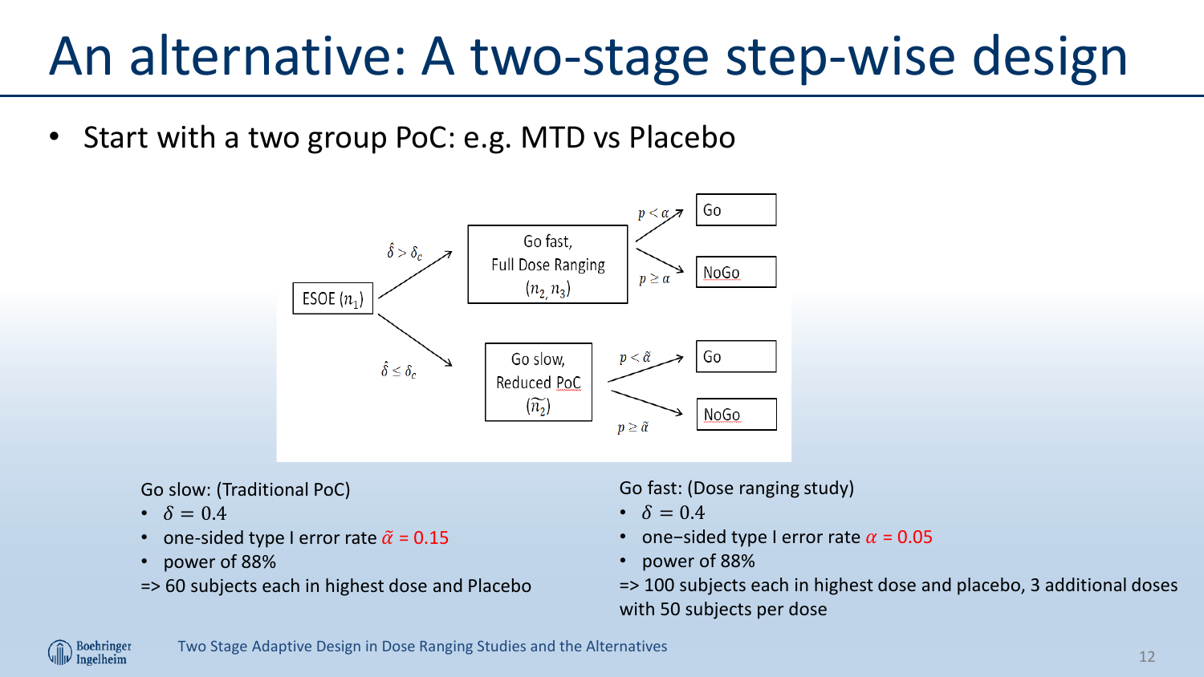# An alternative: A two-stage step-wise design

- Start with a two group PoC: e.g. MTD vs Placebo

ESOE ($n_1$)

- $\hat{\delta} > \delta_c$ → Go fast, Full Dose Ranging ($n_2, n_3$)
  - $p < \alpha$ → Go
  - $p \geq \alpha$ → NoGo
- $\hat{\delta} \leq \delta_c$ → Go slow, Reduced PoC ($\widetilde{n_2}$)
  - $p < \tilde{\alpha}$ → Go
  - $p \geq \tilde{\alpha}$ → NoGo

Go slow: (Traditional PoC)

- $\delta = 0.4$
- one-sided type I error rate $\tilde{\alpha}$ = 0.15
- power of 88%

=> 60 subjects each in highest dose and Placebo

Go fast: (Dose ranging study)

- $\delta = 0.4$
- one−sided type I error rate $\alpha$ = 0.05
- power of 88%

=> 100 subjects each in highest dose and placebo, 3 additional doses with 50 subjects per dose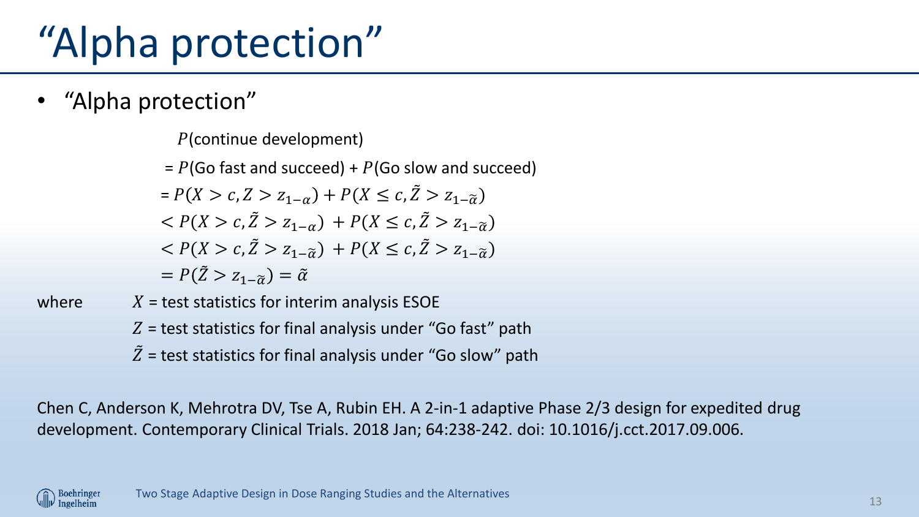# "Alpha protection"

- "Alpha protection"

$$
\begin{aligned}
&P(\text{continue development}) \\
&= P(\text{Go fast and succeed}) + P(\text{Go slow and succeed}) \\
&= P(X > c, Z > z_{1-\alpha}) + P(X \leq c, \tilde{Z} > z_{1-\tilde{\alpha}}) \\
&< P(X > c, \tilde{Z} > z_{1-\alpha}) + P(X \leq c, \tilde{Z} > z_{1-\tilde{\alpha}}) \\
&< P(X > c, \tilde{Z} > z_{1-\tilde{\alpha}}) + P(X \leq c, \tilde{Z} > z_{1-\tilde{\alpha}}) \\
&= P(\tilde{Z} > z_{1-\tilde{\alpha}}) = \tilde{\alpha}
\end{aligned}
$$

where $X$ = test statistics for interim analysis ESOE

$Z$ = test statistics for final analysis under "Go fast" path

$\tilde{Z}$ = test statistics for final analysis under "Go slow" path

Chen C, Anderson K, Mehrotra DV, Tse A, Rubin EH. A 2-in-1 adaptive Phase 2/3 design for expedited drug development. Contemporary Clinical Trials. 2018 Jan; 64:238-242. doi: 10.1016/j.cct.2017.09.006.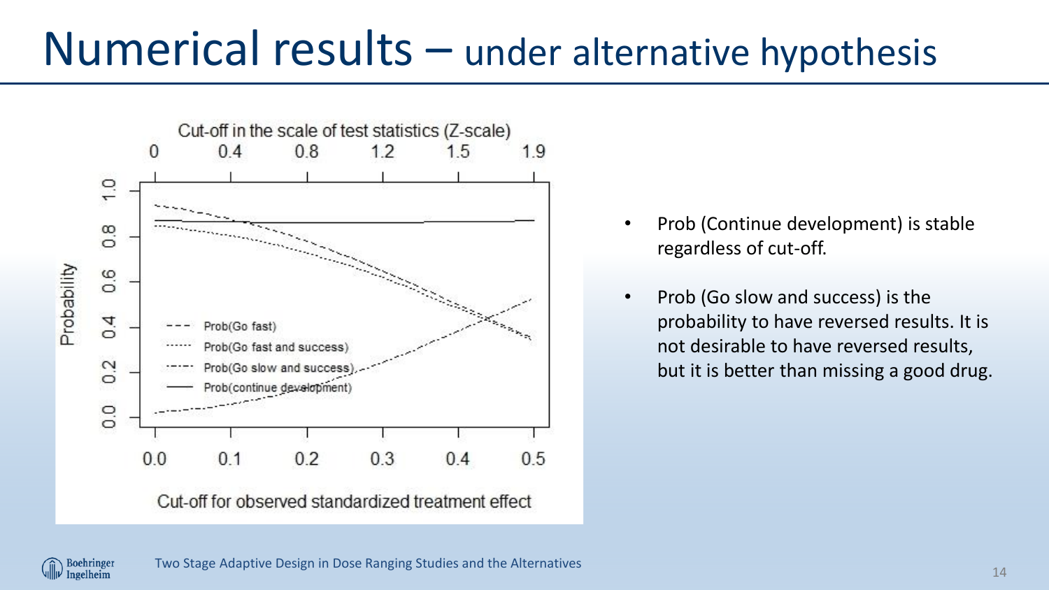# Numerical results – under alternative hypothesis

- Prob (Continue development) is stable regardless of cut-off.
- Prob (Go slow and success) is the probability to have reversed results. It is not desirable to have reversed results, but it is better than missing a good drug.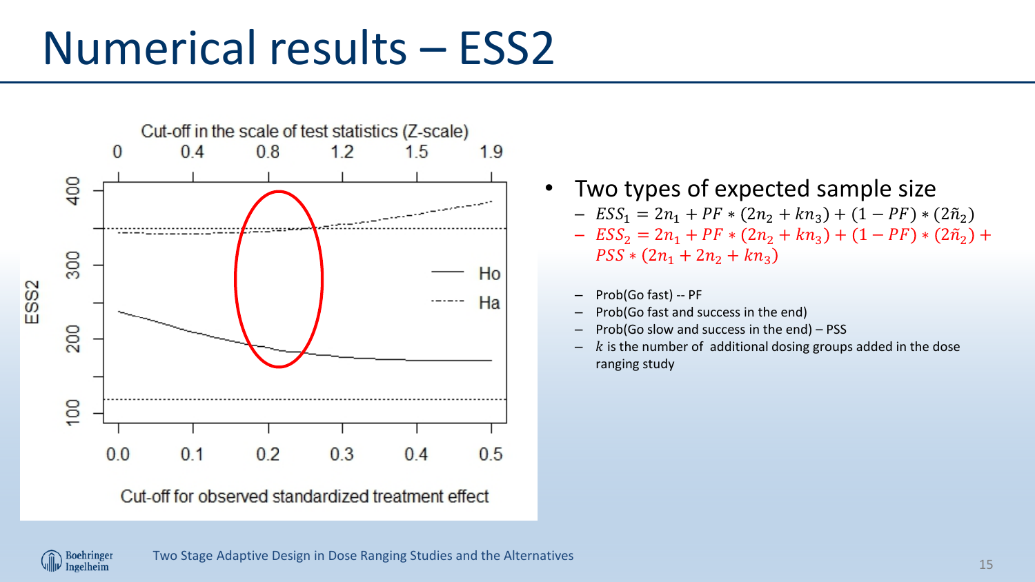# Numerical results – ESS2

- Two types of expected sample size
  - $ESS_1 = 2n_1 + PF * (2n_2 + kn_3) + (1 - PF) * (2\tilde{n}_2)$
  - $ESS_2 = 2n_1 + PF * (2n_2 + kn_3) + (1 - PF) * (2\tilde{n}_2) + PSS * (2n_1 + 2n_2 + kn_3)$
  - Prob(Go fast) -- PF
  - Prob(Go fast and success in the end)
  - Prob(Go slow and success in the end) – PSS
  - $k$ is the number of additional dosing groups added in the dose ranging study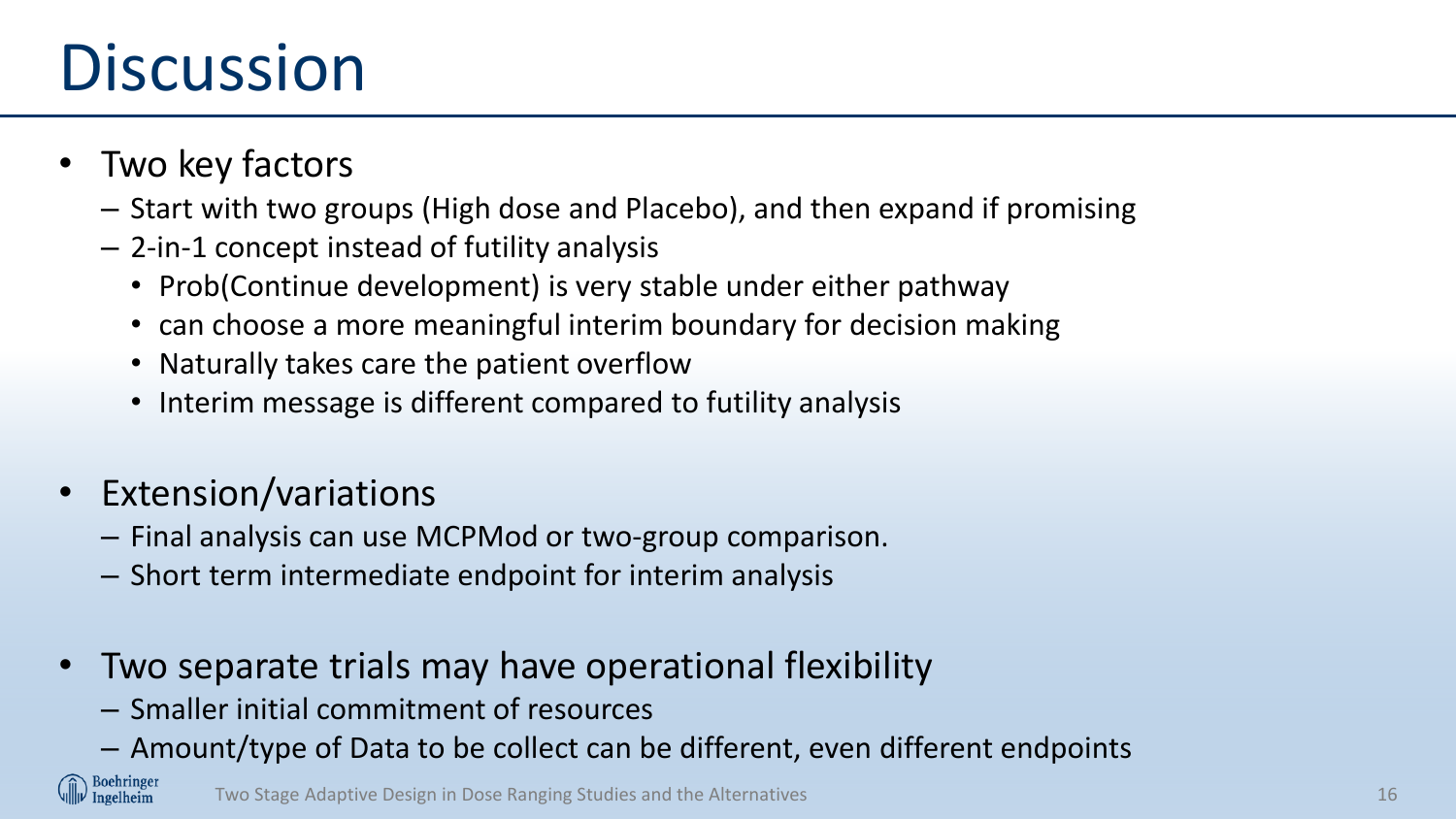# Discussion

- Two key factors
  - Start with two groups (High dose and Placebo), and then expand if promising
  - 2-in-1 concept instead of futility analysis
    - Prob(Continue development) is very stable under either pathway
    - can choose a more meaningful interim boundary for decision making
    - Naturally takes care the patient overflow
    - Interim message is different compared to futility analysis

- Extension/variations
  - Final analysis can use MCPMod or two-group comparison.
  - Short term intermediate endpoint for interim analysis

- Two separate trials may have operational flexibility
  - Smaller initial commitment of resources
  - Amount/type of Data to be collect can be different, even different endpoints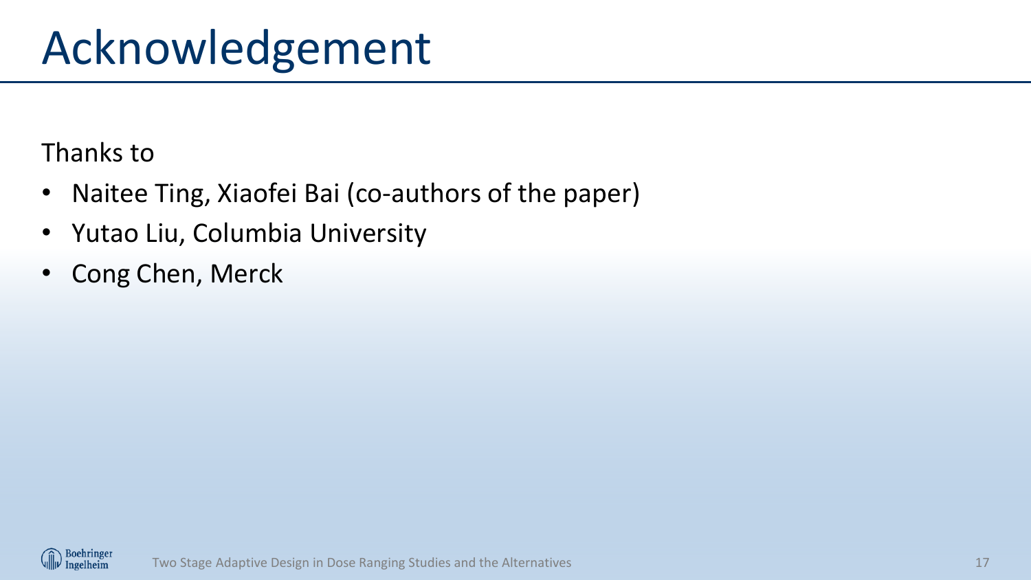# Acknowledgement

Thanks to

- Naitee Ting, Xiaofei Bai (co-authors of the paper)
- Yutao Liu, Columbia University
- Cong Chen, Merck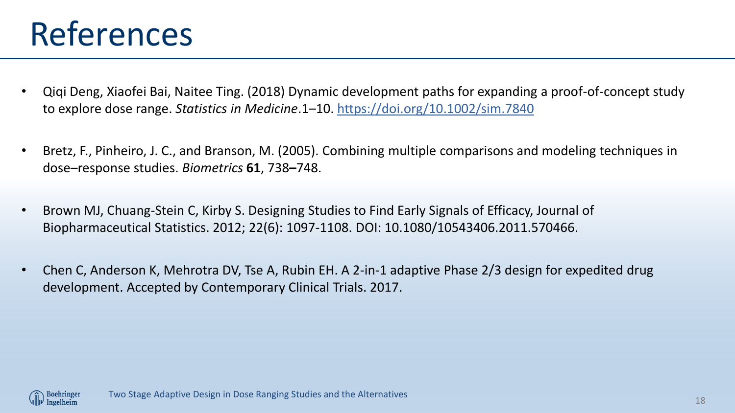# References

- Qiqi Deng, Xiaofei Bai, Naitee Ting. (2018) Dynamic development paths for expanding a proof-of-concept study to explore dose range. *Statistics in Medicine*.1–10. https://doi.org/10.1002/sim.7840

- Bretz, F., Pinheiro, J. C., and Branson, M. (2005). Combining multiple comparisons and modeling techniques in dose–response studies. *Biometrics* **61**, 738**–**748.

- Brown MJ, Chuang-Stein C, Kirby S. Designing Studies to Find Early Signals of Efficacy, Journal of Biopharmaceutical Statistics. 2012; 22(6): 1097-1108. DOI: 10.1080/10543406.2011.570466.

- Chen C, Anderson K, Mehrotra DV, Tse A, Rubin EH. A 2-in-1 adaptive Phase 2/3 design for expedited drug development. Accepted by Contemporary Clinical Trials. 2017.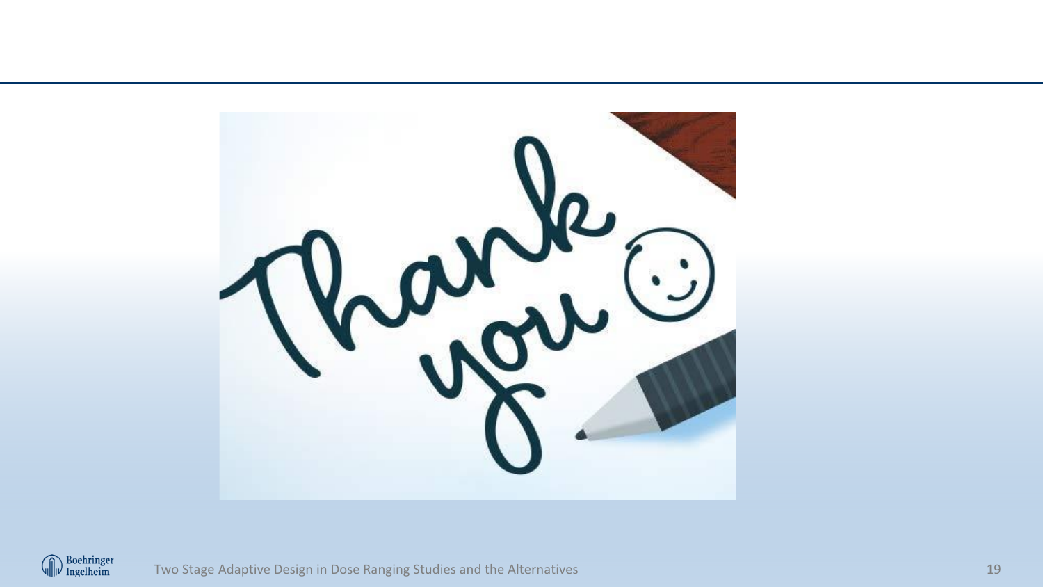Thank you